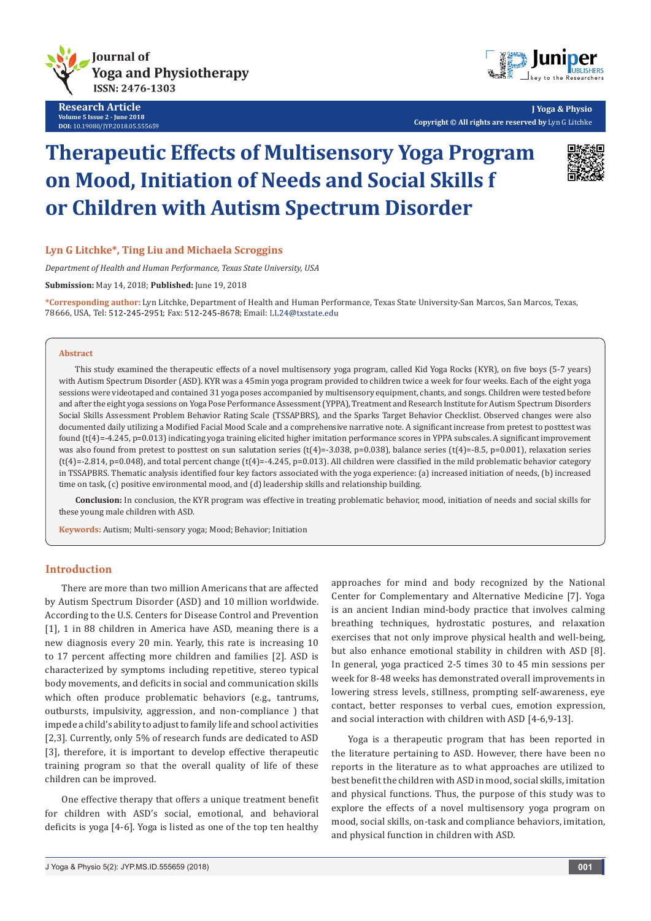Research Article

# Therapeutic Effects of Multisensory Yoga Program on Mood, Initiation of Needs and Social Skills for Children with Autism Spectrum Disorder

**Lyn G Litchke*, Ting Liu and Michaela Scroggins**

*Department of Health and Human Performance, Texas State University, USA*

**Submission:** May 14, 2018; **Published:** June 19, 2018

***Corresponding author:** Lyn Litchke, Department of Health and Human Performance, Texas State University-San Marcos, San Marcos, Texas, 78666, USA, Tel: 512-245-2951; Fax: 512-245-8678; Email: LL24@txstate.edu

## Abstract

This study examined the therapeutic effects of a novel multisensory yoga program, called Kid Yoga Rocks (KYR), on five boys (5-7 years) with Autism Spectrum Disorder (ASD). KYR was a 45min yoga program provided to children twice a week for four weeks. Each of the eight yoga sessions were videotaped and contained 31 yoga poses accompanied by multisensory equipment, chants, and songs. Children were tested before and after the eight yoga sessions on Yoga Pose Performance Assessment (YPPA), Treatment and Research Institute for Autism Spectrum Disorders Social Skills Assessment Problem Behavior Rating Scale (TSSAPBRS), and the Sparks Target Behavior Checklist. Observed changes were also documented daily utilizing a Modified Facial Mood Scale and a comprehensive narrative note. A significant increase from pretest to posttest was found ($t(4)=-4.245$, $p=0.013$) indicating yoga training elicited higher imitation performance scores in YPPA subscales. A significant improvement was also found from pretest to posttest on sun salutation series ($t(4)=-3.038$, $p=0.038$), balance series ($t(4)=-8.5$, $p=0.001$), relaxation series ($t(4)=-2.814$, $p=0.048$), and total percent change ($t(4)=-4.245$, $p=0.013$). All children were classified in the mild problematic behavior category in TSSAPBRS. Thematic analysis identified four key factors associated with the yoga experience: (a) increased initiation of needs, (b) increased time on task, (c) positive environmental mood, and (d) leadership skills and relationship building.

**Conclusion:** In conclusion, the KYR program was effective in treating problematic behavior, mood, initiation of needs and social skills for these young male children with ASD.

**Keywords:** Autism; Multi-sensory yoga; Mood; Behavior; Initiation

## Introduction

There are more than two million Americans that are affected by Autism Spectrum Disorder (ASD) and 10 million worldwide. According to the U.S. Centers for Disease Control and Prevention [1], 1 in 88 children in America have ASD, meaning there is a new diagnosis every 20 min. Yearly, this rate is increasing 10 to 17 percent affecting more children and families [2]. ASD is characterized by symptoms including repetitive, stereo typical body movements, and deficits in social and communication skills which often produce problematic behaviors (e.g., tantrums, outbursts, impulsivity, aggression, and non-compliance ) that impede a child's ability to adjust to family life and school activities [2,3]. Currently, only 5% of research funds are dedicated to ASD [3], therefore, it is important to develop effective therapeutic training program so that the overall quality of life of these children can be improved.

One effective therapy that offers a unique treatment benefit for children with ASD's social, emotional, and behavioral deficits is yoga [4-6]. Yoga is listed as one of the top ten healthy approaches for mind and body recognized by the National Center for Complementary and Alternative Medicine [7]. Yoga is an ancient Indian mind-body practice that involves calming breathing techniques, hydrostatic postures, and relaxation exercises that not only improve physical health and well-being, but also enhance emotional stability in children with ASD [8]. In general, yoga practiced 2-5 times 30 to 45 min sessions per week for 8-48 weeks has demonstrated overall improvements in lowering stress levels, stillness, prompting self-awareness, eye contact, better responses to verbal cues, emotion expression, and social interaction with children with ASD [4-6,9-13].

Yoga is a therapeutic program that has been reported in the literature pertaining to ASD. However, there have been no reports in the literature as to what approaches are utilized to best benefit the children with ASD in mood, social skills, imitation and physical functions. Thus, the purpose of this study was to explore the effects of a novel multisensory yoga program on mood, social skills, on-task and compliance behaviors, imitation, and physical function in children with ASD.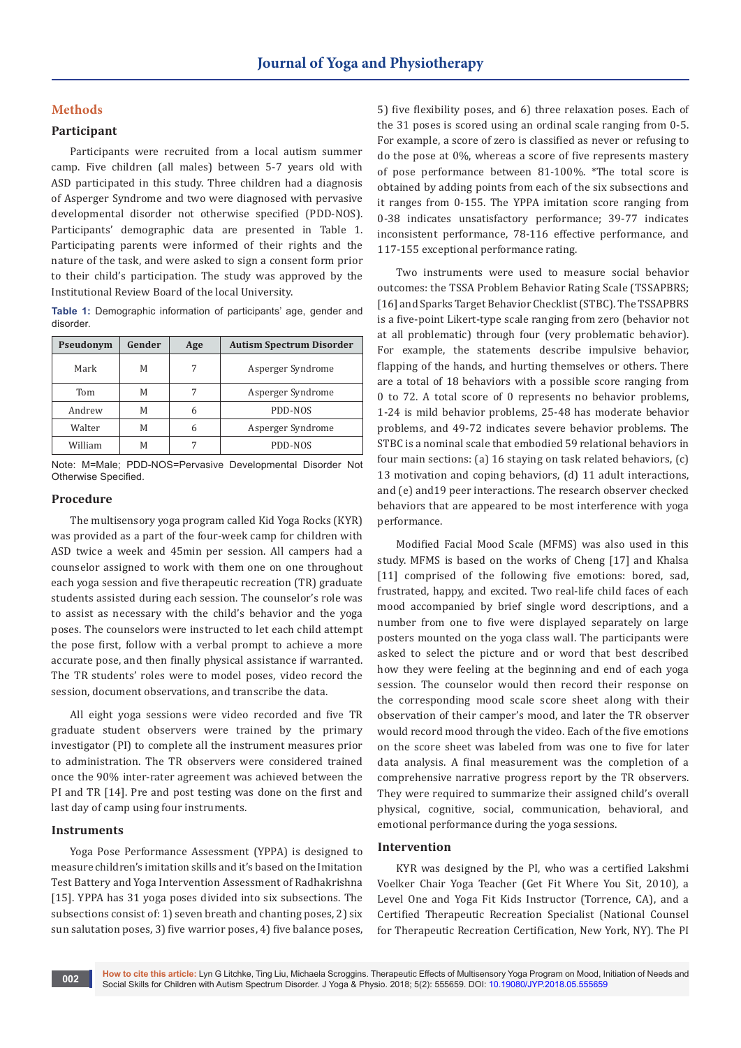## Methods

### Participant

Participants were recruited from a local autism summer camp. Five children (all males) between 5-7 years old with ASD participated in this study. Three children had a diagnosis of Asperger Syndrome and two were diagnosed with pervasive developmental disorder not otherwise specified (PDD-NOS). Participants' demographic data are presented in Table 1. Participating parents were informed of their rights and the nature of the task, and were asked to sign a consent form prior to their child's participation. The study was approved by the Institutional Review Board of the local University.

**Table 1:** Demographic information of participants' age, gender and disorder.

| Pseudonym | Gender | Age | Autism Spectrum Disorder |
|---|---|---|---|
| Mark | M | 7 | Asperger Syndrome |
| Tom | M | 7 | Asperger Syndrome |
| Andrew | M | 6 | PDD-NOS |
| Walter | M | 6 | Asperger Syndrome |
| William | M | 7 | PDD-NOS |

Note: M=Male; PDD-NOS=Pervasive Developmental Disorder Not Otherwise Specified.

### Procedure

The multisensory yoga program called Kid Yoga Rocks (KYR) was provided as a part of the four-week camp for children with ASD twice a week and 45min per session. All campers had a counselor assigned to work with them one on one throughout each yoga session and five therapeutic recreation (TR) graduate students assisted during each session. The counselor's role was to assist as necessary with the child's behavior and the yoga poses. The counselors were instructed to let each child attempt the pose first, follow with a verbal prompt to achieve a more accurate pose, and then finally physical assistance if warranted. The TR students' roles were to model poses, video record the session, document observations, and transcribe the data.

All eight yoga sessions were video recorded and five TR graduate student observers were trained by the primary investigator (PI) to complete all the instrument measures prior to administration. The TR observers were considered trained once the 90% inter-rater agreement was achieved between the PI and TR [14]. Pre and post testing was done on the first and last day of camp using four instruments.

### Instruments

Yoga Pose Performance Assessment (YPPA) is designed to measure children's imitation skills and it's based on the Imitation Test Battery and Yoga Intervention Assessment of Radhakrishna [15]. YPPA has 31 yoga poses divided into six subsections. The subsections consist of: 1) seven breath and chanting poses, 2) six sun salutation poses, 3) five warrior poses, 4) five balance poses, 5) five flexibility poses, and 6) three relaxation poses. Each of the 31 poses is scored using an ordinal scale ranging from 0-5. For example, a score of zero is classified as never or refusing to do the pose at 0%, whereas a score of five represents mastery of pose performance between 81-100%. *The total score is obtained by adding points from each of the six subsections and it ranges from 0-155. The YPPA imitation score ranging from 0-38 indicates unsatisfactory performance; 39-77 indicates inconsistent performance, 78-116 effective performance, and 117-155 exceptional performance rating.

Two instruments were used to measure social behavior outcomes: the TSSA Problem Behavior Rating Scale (TSSAPBRS; [16] and Sparks Target Behavior Checklist (STBC). The TSSAPBRS is a five-point Likert-type scale ranging from zero (behavior not at all problematic) through four (very problematic behavior). For example, the statements describe impulsive behavior, flapping of the hands, and hurting themselves or others. There are a total of 18 behaviors with a possible score ranging from 0 to 72. A total score of 0 represents no behavior problems, 1-24 is mild behavior problems, 25-48 has moderate behavior problems, and 49-72 indicates severe behavior problems. The STBC is a nominal scale that embodied 59 relational behaviors in four main sections: (a) 16 staying on task related behaviors, (c) 13 motivation and coping behaviors, (d) 11 adult interactions, and (e) and19 peer interactions. The research observer checked behaviors that are appeared to be most interference with yoga performance.

Modified Facial Mood Scale (MFMS) was also used in this study. MFMS is based on the works of Cheng [17] and Khalsa [11] comprised of the following five emotions: bored, sad, frustrated, happy, and excited. Two real-life child faces of each mood accompanied by brief single word descriptions, and a number from one to five were displayed separately on large posters mounted on the yoga class wall. The participants were asked to select the picture and or word that best described how they were feeling at the beginning and end of each yoga session. The counselor would then record their response on the corresponding mood scale score sheet along with their observation of their camper's mood, and later the TR observer would record mood through the video. Each of the five emotions on the score sheet was labeled from was one to five for later data analysis. A final measurement was the completion of a comprehensive narrative progress report by the TR observers. They were required to summarize their assigned child's overall physical, cognitive, social, communication, behavioral, and emotional performance during the yoga sessions.

### Intervention

KYR was designed by the PI, who was a certified Lakshmi Voelker Chair Yoga Teacher (Get Fit Where You Sit, 2010), a Level One and Yoga Fit Kids Instructor (Torrence, CA), and a Certified Therapeutic Recreation Specialist (National Counsel for Therapeutic Recreation Certification, New York, NY). The PI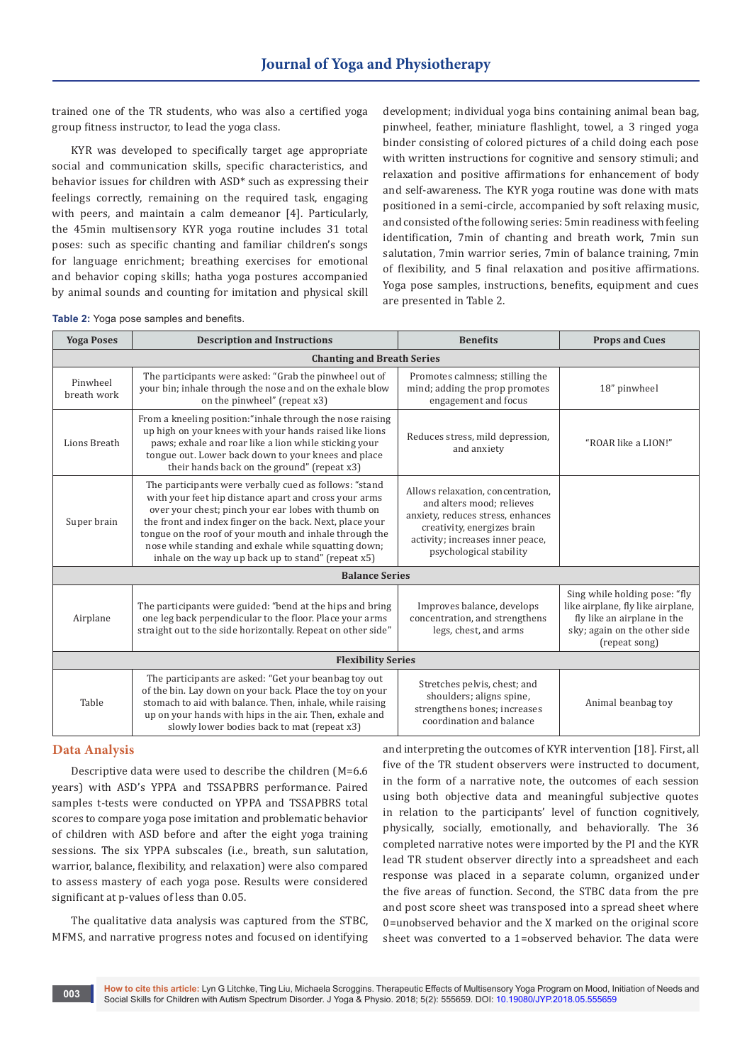trained one of the TR students, who was also a certified yoga group fitness instructor, to lead the yoga class.

KYR was developed to specifically target age appropriate social and communication skills, specific characteristics, and behavior issues for children with ASD* such as expressing their feelings correctly, remaining on the required task, engaging with peers, and maintain a calm demeanor [4]. Particularly, the 45min multisensory KYR yoga routine includes 31 total poses: such as specific chanting and familiar children's songs for language enrichment; breathing exercises for emotional and behavior coping skills; hatha yoga postures accompanied by animal sounds and counting for imitation and physical skill development; individual yoga bins containing animal bean bag, pinwheel, feather, miniature flashlight, towel, a 3 ringed yoga binder consisting of colored pictures of a child doing each pose with written instructions for cognitive and sensory stimuli; and relaxation and positive affirmations for enhancement of body and self-awareness. The KYR yoga routine was done with mats positioned in a semi-circle, accompanied by soft relaxing music, and consisted of the following series: 5min readiness with feeling identification, 7min of chanting and breath work, 7min sun salutation, 7min warrior series, 7min of balance training, 7min of flexibility, and 5 final relaxation and positive affirmations. Yoga pose samples, instructions, benefits, equipment and cues are presented in Table 2.

**Table 2:** Yoga pose samples and benefits.

| Yoga Poses | Description and Instructions | Benefits | Props and Cues |
|---|---|---|---|
| **Chanting and Breath Series** | | | |
| Pinwheel breath work | The participants were asked: "Grab the pinwheel out of your bin; inhale through the nose and on the exhale blow on the pinwheel" (repeat x3) | Promotes calmness; stilling the mind; adding the prop promotes engagement and focus | 18" pinwheel |
| Lions Breath | From a kneeling position:"inhale through the nose raising up high on your knees with your hands raised like lions paws; exhale and roar like a lion while sticking your tongue out. Lower back down to your knees and place their hands back on the ground" (repeat x3) | Reduces stress, mild depression, and anxiety | "ROAR like a LION!" |
| Super brain | The participants were verbally cued as follows: "stand with your feet hip distance apart and cross your arms over your chest; pinch your ear lobes with thumb on the front and index finger on the back. Next, place your tongue on the roof of your mouth and inhale through the nose while standing and exhale while squatting down; inhale on the way up back up to stand" (repeat x5) | Allows relaxation, concentration, and alters mood; relieves anxiety, reduces stress, enhances creativity, energizes brain activity; increases inner peace, psychological stability | |
| **Balance Series** | | | |
| Airplane | The participants were guided: "bend at the hips and bring one leg back perpendicular to the floor. Place your arms straight out to the side horizontally. Repeat on other side" | Improves balance, develops concentration, and strengthens legs, chest, and arms | Sing while holding pose: "fly like airplane, fly like airplane, fly like an airplane in the sky; again on the other side (repeat song) |
| **Flexibility Series** | | | |
| Table | The participants are asked: "Get your beanbag toy out of the bin. Lay down on your back. Place the toy on your stomach to aid with balance. Then, inhale, while raising up on your hands with hips in the air. Then, exhale and slowly lower bodies back to mat (repeat x3) | Stretches pelvis, chest; and shoulders; aligns spine, strengthens bones; increases coordination and balance | Animal beanbag toy |

## Data Analysis

Descriptive data were used to describe the children (M=6.6 years) with ASD's YPPA and TSSAPBRS performance. Paired samples t-tests were conducted on YPPA and TSSAPBRS total scores to compare yoga pose imitation and problematic behavior of children with ASD before and after the eight yoga training sessions. The six YPPA subscales (i.e., breath, sun salutation, warrior, balance, flexibility, and relaxation) were also compared to assess mastery of each yoga pose. Results were considered significant at p-values of less than 0.05.

The qualitative data analysis was captured from the STBC, MFMS, and narrative progress notes and focused on identifying and interpreting the outcomes of KYR intervention [18]. First, all five of the TR student observers were instructed to document, in the form of a narrative note, the outcomes of each session using both objective data and meaningful subjective quotes in relation to the participants' level of function cognitively, physically, socially, emotionally, and behaviorally. The 36 completed narrative notes were imported by the PI and the KYR lead TR student observer directly into a spreadsheet and each response was placed in a separate column, organized under the five areas of function. Second, the STBC data from the pre and post score sheet was transposed into a spread sheet where 0=unobserved behavior and the X marked on the original score sheet was converted to a 1=observed behavior. The data were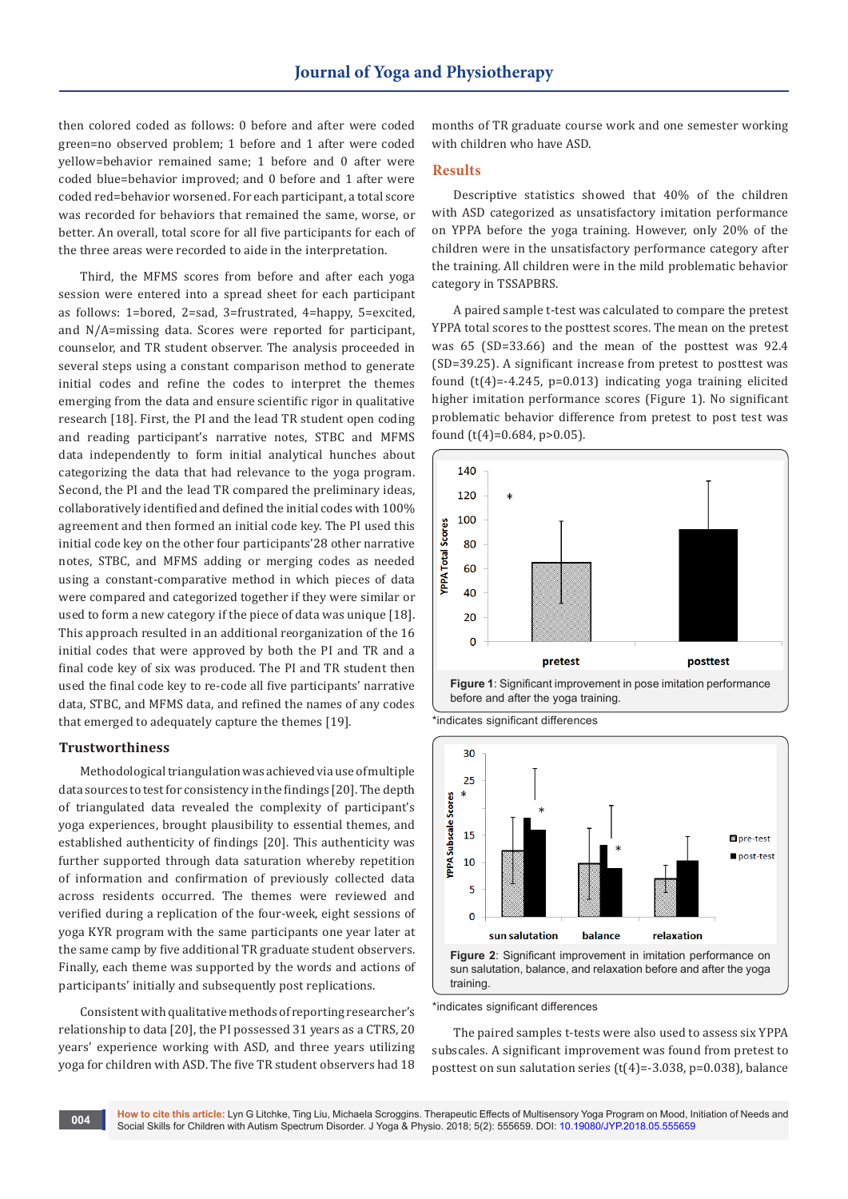then colored coded as follows: 0 before and after were coded green=no observed problem; 1 before and 1 after were coded yellow=behavior remained same; 1 before and 0 after were coded blue=behavior improved; and 0 before and 1 after were coded red=behavior worsened. For each participant, a total score was recorded for behaviors that remained the same, worse, or better. An overall, total score for all five participants for each of the three areas were recorded to aide in the interpretation.

Third, the MFMS scores from before and after each yoga session were entered into a spread sheet for each participant as follows: 1=bored, 2=sad, 3=frustrated, 4=happy, 5=excited, and N/A=missing data. Scores were reported for participant, counselor, and TR student observer. The analysis proceeded in several steps using a constant comparison method to generate initial codes and refine the codes to interpret the themes emerging from the data and ensure scientific rigor in qualitative research [18]. First, the PI and the lead TR student open coding and reading participant's narrative notes, STBC and MFMS data independently to form initial analytical hunches about categorizing the data that had relevance to the yoga program. Second, the PI and the lead TR compared the preliminary ideas, collaboratively identified and defined the initial codes with 100% agreement and then formed an initial code key. The PI used this initial code key on the other four participants'28 other narrative notes, STBC, and MFMS adding or merging codes as needed using a constant-comparative method in which pieces of data were compared and categorized together if they were similar or used to form a new category if the piece of data was unique [18]. This approach resulted in an additional reorganization of the 16 initial codes that were approved by both the PI and TR and a final code key of six was produced. The PI and TR student then used the final code key to re-code all five participants' narrative data, STBC, and MFMS data, and refined the names of any codes that emerged to adequately capture the themes [19].

### Trustworthiness

Methodological triangulation was achieved via use of multiple data sources to test for consistency in the findings [20]. The depth of triangulated data revealed the complexity of participant's yoga experiences, brought plausibility to essential themes, and established authenticity of findings [20]. This authenticity was further supported through data saturation whereby repetition of information and confirmation of previously collected data across residents occurred. The themes were reviewed and verified during a replication of the four-week, eight sessions of yoga KYR program with the same participants one year later at the same camp by five additional TR graduate student observers. Finally, each theme was supported by the words and actions of participants' initially and subsequently post replications.

Consistent with qualitative methods of reporting researcher's relationship to data [20], the PI possessed 31 years as a CTRS, 20 years' experience working with ASD, and three years utilizing yoga for children with ASD. The five TR student observers had 18 months of TR graduate course work and one semester working with children who have ASD.

## Results

Descriptive statistics showed that 40% of the children with ASD categorized as unsatisfactory imitation performance on YPPA before the yoga training. However, only 20% of the children were in the unsatisfactory performance category after the training. All children were in the mild problematic behavior category in TSSAPBRS.

A paired sample t-test was calculated to compare the pretest YPPA total scores to the posttest scores. The mean on the pretest was 65 (SD=33.66) and the mean of the posttest was 92.4 (SD=39.25). A significant increase from pretest to posttest was found ($t(4)=-4.245$, $p=0.013$) indicating yoga training elicited higher imitation performance scores (Figure 1). No significant problematic behavior difference from pretest to post test was found ($t(4)=0.684$, $p>0.05$).

**Figure 1**: Significant improvement in pose imitation performance before and after the yoga training.

*indicates significant differences

**Figure 2**: Significant improvement in imitation performance on sun salutation, balance, and relaxation before and after the yoga training.

*indicates significant differences

The paired samples t-tests were also used to assess six YPPA subscales. A significant improvement was found from pretest to posttest on sun salutation series ($t(4)=-3.038$, $p=0.038$), balance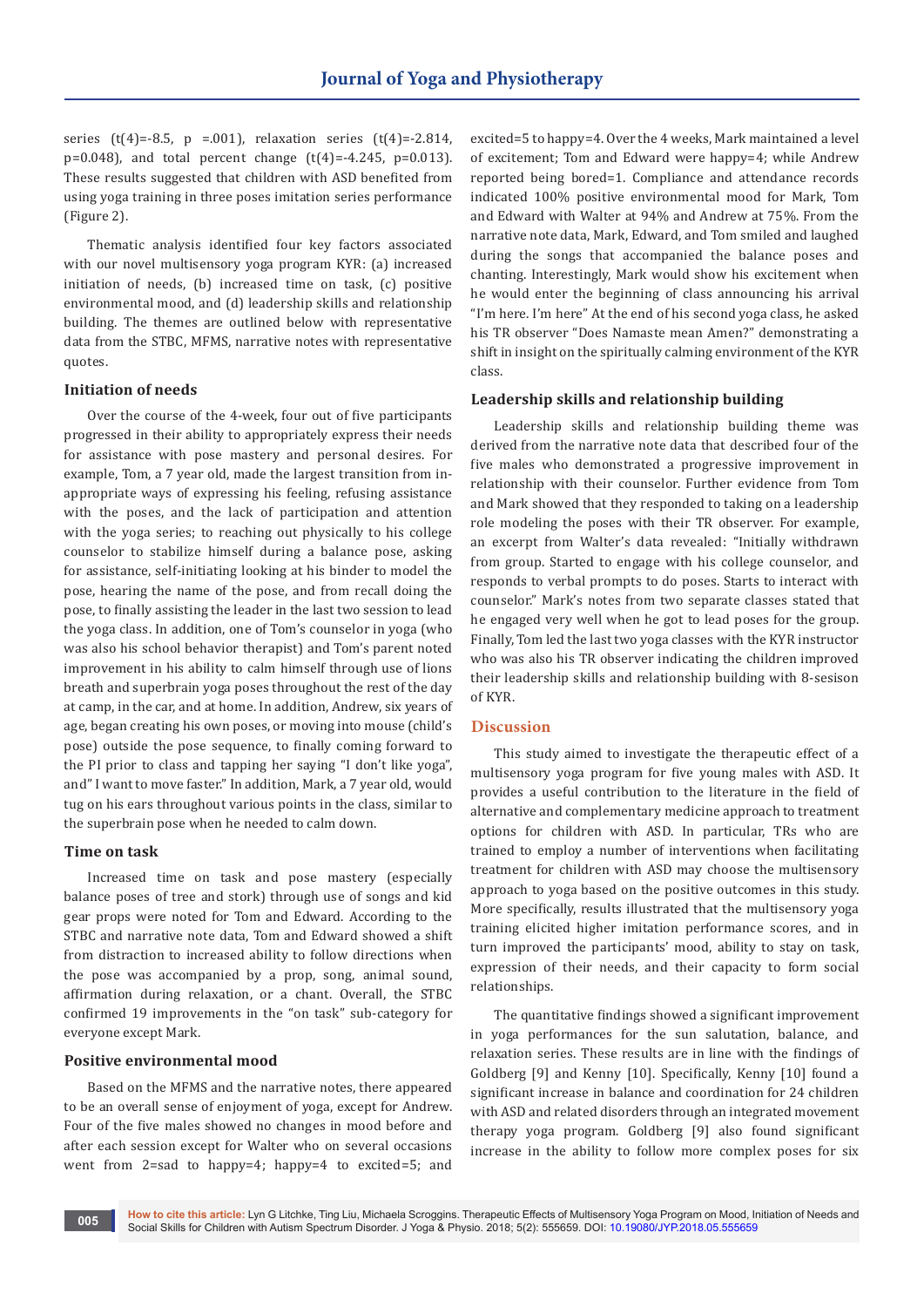series ($t(4)=-8.5$, $p=.001$), relaxation series ($t(4)=-2.814$, $p=0.048$), and total percent change ($t(4)=-4.245$, $p=0.013$). These results suggested that children with ASD benefited from using yoga training in three poses imitation series performance (Figure 2).

Thematic analysis identified four key factors associated with our novel multisensory yoga program KYR: (a) increased initiation of needs, (b) increased time on task, (c) positive environmental mood, and (d) leadership skills and relationship building. The themes are outlined below with representative data from the STBC, MFMS, narrative notes with representative quotes.

### Initiation of needs

Over the course of the 4-week, four out of five participants progressed in their ability to appropriately express their needs for assistance with pose mastery and personal desires. For example, Tom, a 7 year old, made the largest transition from in-appropriate ways of expressing his feeling, refusing assistance with the poses, and the lack of participation and attention with the yoga series; to reaching out physically to his college counselor to stabilize himself during a balance pose, asking for assistance, self-initiating looking at his binder to model the pose, hearing the name of the pose, and from recall doing the pose, to finally assisting the leader in the last two session to lead the yoga class. In addition, one of Tom's counselor in yoga (who was also his school behavior therapist) and Tom's parent noted improvement in his ability to calm himself through use of lions breath and superbrain yoga poses throughout the rest of the day at camp, in the car, and at home. In addition, Andrew, six years of age, began creating his own poses, or moving into mouse (child's pose) outside the pose sequence, to finally coming forward to the PI prior to class and tapping her saying "I don't like yoga", and" I want to move faster." In addition, Mark, a 7 year old, would tug on his ears throughout various points in the class, similar to the superbrain pose when he needed to calm down.

### Time on task

Increased time on task and pose mastery (especially balance poses of tree and stork) through use of songs and kid gear props were noted for Tom and Edward. According to the STBC and narrative note data, Tom and Edward showed a shift from distraction to increased ability to follow directions when the pose was accompanied by a prop, song, animal sound, affirmation during relaxation, or a chant. Overall, the STBC confirmed 19 improvements in the "on task" sub-category for everyone except Mark.

### Positive environmental mood

Based on the MFMS and the narrative notes, there appeared to be an overall sense of enjoyment of yoga, except for Andrew. Four of the five males showed no changes in mood before and after each session except for Walter who on several occasions went from 2=sad to happy=4; happy=4 to excited=5; and excited=5 to happy=4. Over the 4 weeks, Mark maintained a level of excitement; Tom and Edward were happy=4; while Andrew reported being bored=1. Compliance and attendance records indicated 100% positive environmental mood for Mark, Tom and Edward with Walter at 94% and Andrew at 75%. From the narrative note data, Mark, Edward, and Tom smiled and laughed during the songs that accompanied the balance poses and chanting. Interestingly, Mark would show his excitement when he would enter the beginning of class announcing his arrival "I'm here. I'm here" At the end of his second yoga class, he asked his TR observer "Does Namaste mean Amen?" demonstrating a shift in insight on the spiritually calming environment of the KYR class.

### Leadership skills and relationship building

Leadership skills and relationship building theme was derived from the narrative note data that described four of the five males who demonstrated a progressive improvement in relationship with their counselor. Further evidence from Tom and Mark showed that they responded to taking on a leadership role modeling the poses with their TR observer. For example, an excerpt from Walter's data revealed: "Initially withdrawn from group. Started to engage with his college counselor, and responds to verbal prompts to do poses. Starts to interact with counselor." Mark's notes from two separate classes stated that he engaged very well when he got to lead poses for the group. Finally, Tom led the last two yoga classes with the KYR instructor who was also his TR observer indicating the children improved their leadership skills and relationship building with 8-sesison of KYR.

## Discussion

This study aimed to investigate the therapeutic effect of a multisensory yoga program for five young males with ASD. It provides a useful contribution to the literature in the field of alternative and complementary medicine approach to treatment options for children with ASD. In particular, TRs who are trained to employ a number of interventions when facilitating treatment for children with ASD may choose the multisensory approach to yoga based on the positive outcomes in this study. More specifically, results illustrated that the multisensory yoga training elicited higher imitation performance scores, and in turn improved the participants' mood, ability to stay on task, expression of their needs, and their capacity to form social relationships.

The quantitative findings showed a significant improvement in yoga performances for the sun salutation, balance, and relaxation series. These results are in line with the findings of Goldberg [9] and Kenny [10]. Specifically, Kenny [10] found a significant increase in balance and coordination for 24 children with ASD and related disorders through an integrated movement therapy yoga program. Goldberg [9] also found significant increase in the ability to follow more complex poses for six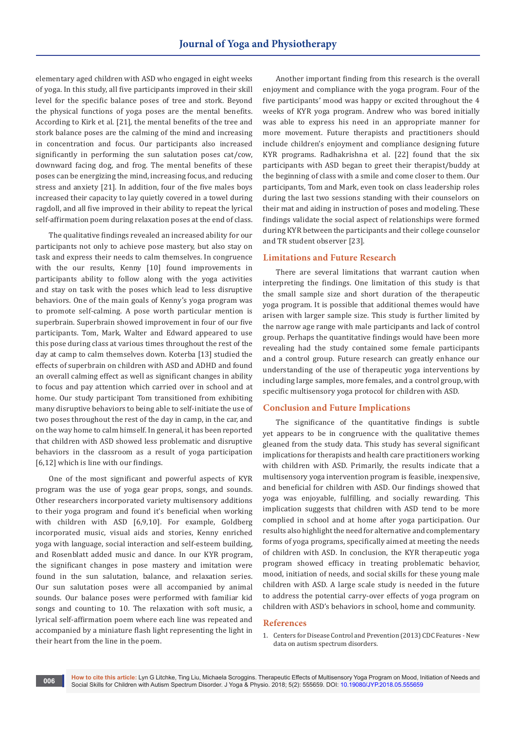elementary aged children with ASD who engaged in eight weeks of yoga. In this study, all five participants improved in their skill level for the specific balance poses of tree and stork. Beyond the physical functions of yoga poses are the mental benefits. According to Kirk et al. [21], the mental benefits of the tree and stork balance poses are the calming of the mind and increasing in concentration and focus. Our participants also increased significantly in performing the sun salutation poses cat/cow, downward facing dog, and frog. The mental benefits of these poses can be energizing the mind, increasing focus, and reducing stress and anxiety [21]. In addition, four of the five males boys increased their capacity to lay quietly covered in a towel during ragdoll, and all five improved in their ability to repeat the lyrical self-affirmation poem during relaxation poses at the end of class.

The qualitative findings revealed an increased ability for our participants not only to achieve pose mastery, but also stay on task and express their needs to calm themselves. In congruence with the our results, Kenny [10] found improvements in participants ability to follow along with the yoga activities and stay on task with the poses which lead to less disruptive behaviors. One of the main goals of Kenny's yoga program was to promote self-calming. A pose worth particular mention is superbrain. Superbrain showed improvement in four of our five participants. Tom, Mark, Walter and Edward appeared to use this pose during class at various times throughout the rest of the day at camp to calm themselves down. Koterba [13] studied the effects of superbrain on children with ASD and ADHD and found an overall calming effect as well as significant changes in ability to focus and pay attention which carried over in school and at home. Our study participant Tom transitioned from exhibiting many disruptive behaviors to being able to self-initiate the use of two poses throughout the rest of the day in camp, in the car, and on the way home to calm himself. In general, it has been reported that children with ASD showed less problematic and disruptive behaviors in the classroom as a result of yoga participation [6,12] which is line with our findings.

One of the most significant and powerful aspects of KYR program was the use of yoga gear props, songs, and sounds. Other researchers incorporated variety multisensory additions to their yoga program and found it's beneficial when working with children with ASD [6,9,10]. For example, Goldberg incorporated music, visual aids and stories, Kenny enriched yoga with language, social interaction and self-esteem building, and Rosenblatt added music and dance. In our KYR program, the significant changes in pose mastery and imitation were found in the sun salutation, balance, and relaxation series. Our sun salutation poses were all accompanied by animal sounds. Our balance poses were performed with familiar kid songs and counting to 10. The relaxation with soft music, a lyrical self-affirmation poem where each line was repeated and accompanied by a miniature flash light representing the light in their heart from the line in the poem.

Another important finding from this research is the overall enjoyment and compliance with the yoga program. Four of the five participants' mood was happy or excited throughout the 4 weeks of KYR yoga program. Andrew who was bored initially was able to express his need in an appropriate manner for more movement. Future therapists and practitioners should include children's enjoyment and compliance designing future KYR programs. Radhakrishna et al. [22] found that the six participants with ASD began to greet their therapist/buddy at the beginning of class with a smile and come closer to them. Our participants, Tom and Mark, even took on class leadership roles during the last two sessions standing with their counselors on their mat and aiding in instruction of poses and modeling. These findings validate the social aspect of relationships were formed during KYR between the participants and their college counselor and TR student observer [23].

## Limitations and Future Research

There are several limitations that warrant caution when interpreting the findings. One limitation of this study is that the small sample size and short duration of the therapeutic yoga program. It is possible that additional themes would have arisen with larger sample size. This study is further limited by the narrow age range with male participants and lack of control group. Perhaps the quantitative findings would have been more revealing had the study contained some female participants and a control group. Future research can greatly enhance our understanding of the use of therapeutic yoga interventions by including large samples, more females, and a control group, with specific multisensory yoga protocol for children with ASD.

## Conclusion and Future Implications

The significance of the quantitative findings is subtle yet appears to be in congruence with the qualitative themes gleaned from the study data. This study has several significant implications for therapists and health care practitioners working with children with ASD. Primarily, the results indicate that a multisensory yoga intervention program is feasible, inexpensive, and beneficial for children with ASD. Our findings showed that yoga was enjoyable, fulfilling, and socially rewarding. This implication suggests that children with ASD tend to be more complied in school and at home after yoga participation. Our results also highlight the need for alternative and complementary forms of yoga programs, specifically aimed at meeting the needs of children with ASD. In conclusion, the KYR therapeutic yoga program showed efficacy in treating problematic behavior, mood, initiation of needs, and social skills for these young male children with ASD. A large scale study is needed in the future to address the potential carry-over effects of yoga program on children with ASD's behaviors in school, home and community.

## References

1. Centers for Disease Control and Prevention (2013) CDC Features - New data on autism spectrum disorders.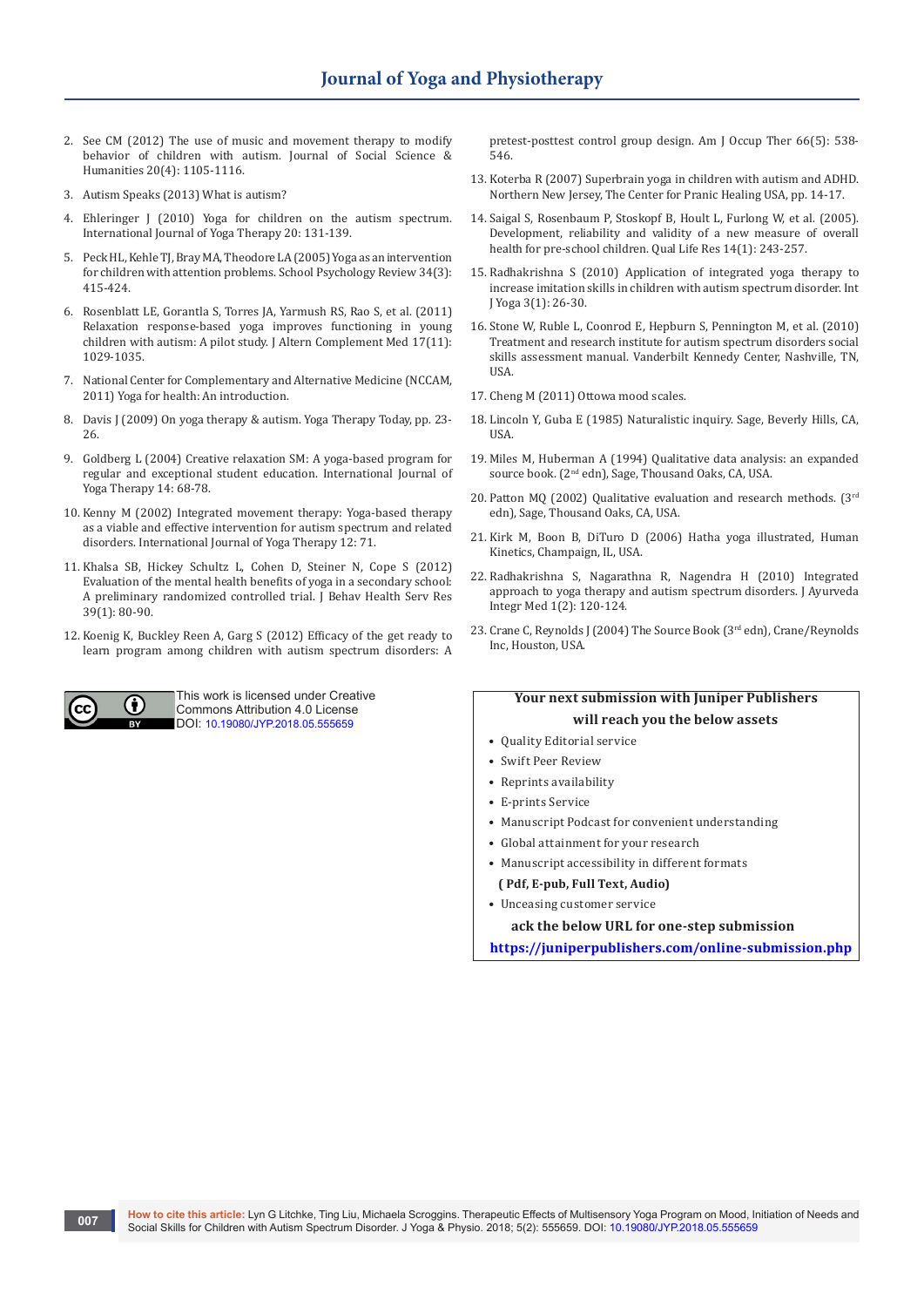2. See CM (2012) The use of music and movement therapy to modify behavior of children with autism. Journal of Social Science & Humanities 20(4): 1105-1116.
3. Autism Speaks (2013) What is autism?
4. Ehleringer J (2010) Yoga for children on the autism spectrum. International Journal of Yoga Therapy 20: 131-139.
5. Peck HL, Kehle TJ, Bray MA, Theodore LA (2005) Yoga as an intervention for children with attention problems. School Psychology Review 34(3): 415-424.
6. Rosenblatt LE, Gorantla S, Torres JA, Yarmush RS, Rao S, et al. (2011) Relaxation response-based yoga improves functioning in young children with autism: A pilot study. J Altern Complement Med 17(11): 1029-1035.
7. National Center for Complementary and Alternative Medicine (NCCAM, 2011) Yoga for health: An introduction.
8. Davis J (2009) On yoga therapy & autism. Yoga Therapy Today, pp. 23-26.
9. Goldberg L (2004) Creative relaxation SM: A yoga-based program for regular and exceptional student education. International Journal of Yoga Therapy 14: 68-78.
10. Kenny M (2002) Integrated movement therapy: Yoga-based therapy as a viable and effective intervention for autism spectrum and related disorders. International Journal of Yoga Therapy 12: 71.
11. Khalsa SB, Hickey Schultz L, Cohen D, Steiner N, Cope S (2012) Evaluation of the mental health benefits of yoga in a secondary school: A preliminary randomized controlled trial. J Behav Health Serv Res 39(1): 80-90.
12. Koenig K, Buckley Reen A, Garg S (2012) Efficacy of the get ready to learn program among children with autism spectrum disorders: A pretest-posttest control group design. Am J Occup Ther 66(5): 538-546.
13. Koterba R (2007) Superbrain yoga in children with autism and ADHD. Northern New Jersey, The Center for Pranic Healing USA, pp. 14-17.
14. Saigal S, Rosenbaum P, Stoskopf B, Hoult L, Furlong W, et al. (2005). Development, reliability and validity of a new measure of overall health for pre-school children. Qual Life Res 14(1): 243-257.
15. Radhakrishna S (2010) Application of integrated yoga therapy to increase imitation skills in children with autism spectrum disorder. Int J Yoga 3(1): 26-30.
16. Stone W, Ruble L, Coonrod E, Hepburn S, Pennington M, et al. (2010) Treatment and research institute for autism spectrum disorders social skills assessment manual. Vanderbilt Kennedy Center, Nashville, TN, USA.
17. Cheng M (2011) Ottowa mood scales.
18. Lincoln Y, Guba E (1985) Naturalistic inquiry. Sage, Beverly Hills, CA, USA.
19. Miles M, Huberman A (1994) Qualitative data analysis: an expanded source book. (2nd edn), Sage, Thousand Oaks, CA, USA.
20. Patton MQ (2002) Qualitative evaluation and research methods. (3rd edn), Sage, Thousand Oaks, CA, USA.
21. Kirk M, Boon B, DiTuro D (2006) Hatha yoga illustrated, Human Kinetics, Champaign, IL, USA.
22. Radhakrishna S, Nagarathna R, Nagendra H (2010) Integrated approach to yoga therapy and autism spectrum disorders. J Ayurveda Integr Med 1(2): 120-124.
23. Crane C, Reynolds J (2004) The Source Book (3rd edn), Crane/Reynolds Inc, Houston, USA.

This work is licensed under Creative Commons Attribution 4.0 License
DOI: 10.19080/JYP.2018.05.555659

**Your next submission with Juniper Publishers will reach you the below assets**

- Quality Editorial service
- Swift Peer Review
- Reprints availability
- E-prints Service
- Manuscript Podcast for convenient understanding
- Global attainment for your research
- Manuscript accessibility in different formats
  **( Pdf, E-pub, Full Text, Audio)**
- Unceasing customer service

**ack the below URL for one-step submission**

**https://juniperpublishers.com/online-submission.php**

**How to cite this article:** Lyn G Litchke, Ting Liu, Michaela Scroggins. Therapeutic Effects of Multisensory Yoga Program on Mood, Initiation of Needs and Social Skills for Children with Autism Spectrum Disorder. J Yoga & Physio. 2018; 5(2): 555659. DOI: 10.19080/JYP.2018.05.555659